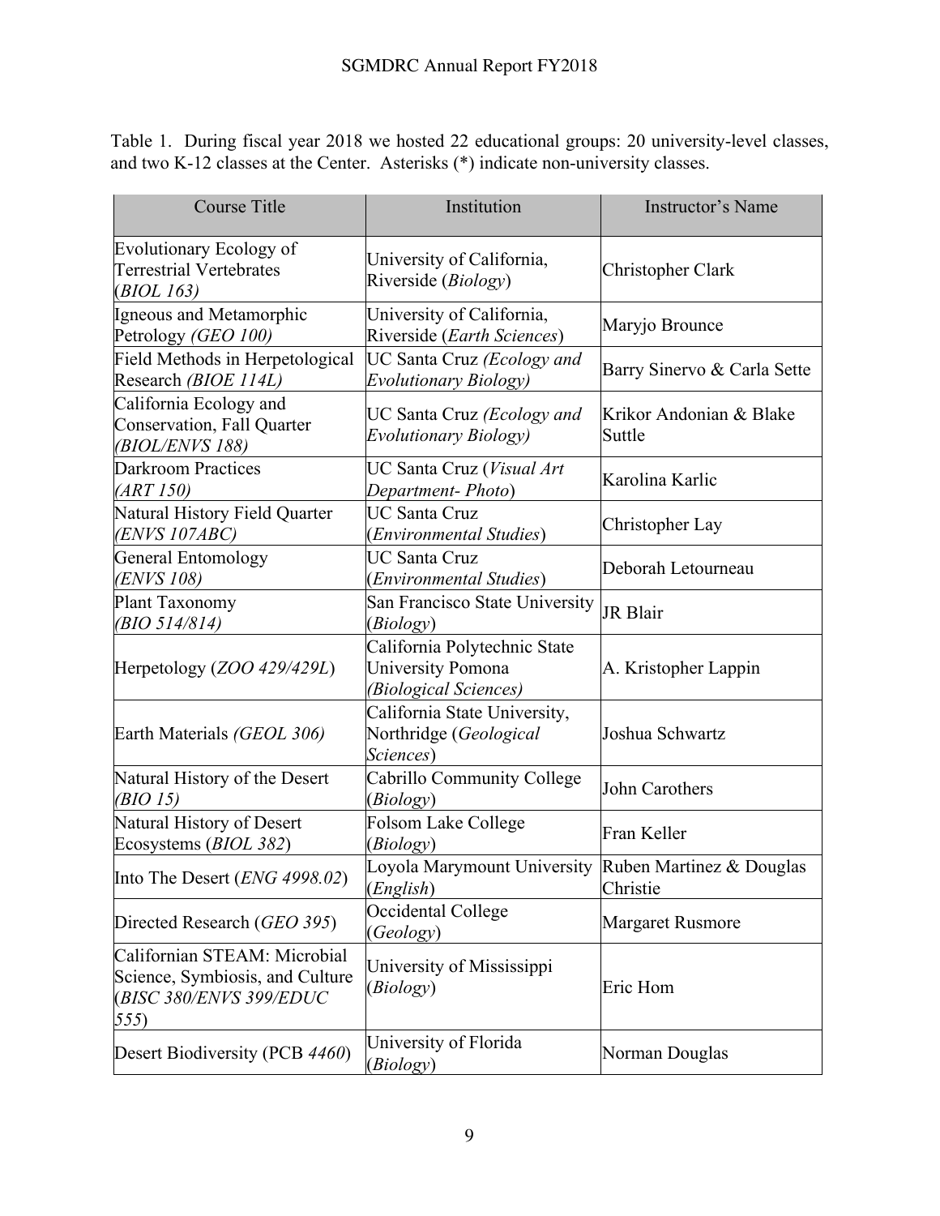Table 1. During fiscal year 2018 we hosted 22 educational groups: 20 university-level classes, and two K-12 classes at the Center. Asterisks (*) indicate non-university classes.

| Course Title | Institution | Instructor's Name |
|---|---|---|
| Evolutionary Ecology of Terrestrial Vertebrates (*BIOL 163)* | University of California, Riverside (*Biology*) | Christopher Clark |
| Igneous and Metamorphic Petrology *(GEO 100)* | University of California, Riverside (*Earth Sciences*) | Maryjo Brounce |
| Field Methods in Herpetological Research *(BIOE 114L)* | UC Santa Cruz *(Ecology and Evolutionary Biology)* | Barry Sinervo & Carla Sette |
| California Ecology and Conservation, Fall Quarter *(BIOL/ENVS 188)* | UC Santa Cruz *(Ecology and Evolutionary Biology)* | Krikor Andonian & Blake Suttle |
| Darkroom Practices *(ART 150)* | UC Santa Cruz (*Visual Art Department- Photo*) | Karolina Karlic |
| Natural History Field Quarter *(ENVS 107ABC)* | UC Santa Cruz (*Environmental Studies*) | Christopher Lay |
| General Entomology *(ENVS 108)* | UC Santa Cruz (*Environmental Studies*) | Deborah Letourneau |
| Plant Taxonomy *(BIO 514/814)* | San Francisco State University (*Biology*) | JR Blair |
| Herpetology (*ZOO 429/429L*) | California Polytechnic State University Pomona *(Biological Sciences)* | A. Kristopher Lappin |
| Earth Materials *(GEOL 306)* | California State University, Northridge (*Geological Sciences*) | Joshua Schwartz |
| Natural History of the Desert *(BIO 15)* | Cabrillo Community College (*Biology*) | John Carothers |
| Natural History of Desert Ecosystems (*BIOL 382*) | Folsom Lake College (*Biology*) | Fran Keller |
| Into The Desert (*ENG 4998.02*) | Loyola Marymount University (*English*) | Ruben Martinez & Douglas Christie |
| Directed Research (*GEO 395*) | Occidental College (*Geology*) | Margaret Rusmore |
| Californian STEAM: Microbial Science, Symbiosis, and Culture (*BISC 380/ENVS 399/EDUC 555*) | University of Mississippi (*Biology*) | Eric Hom |
| Desert Biodiversity (PCB *4460*) | University of Florida (*Biology*) | Norman Douglas |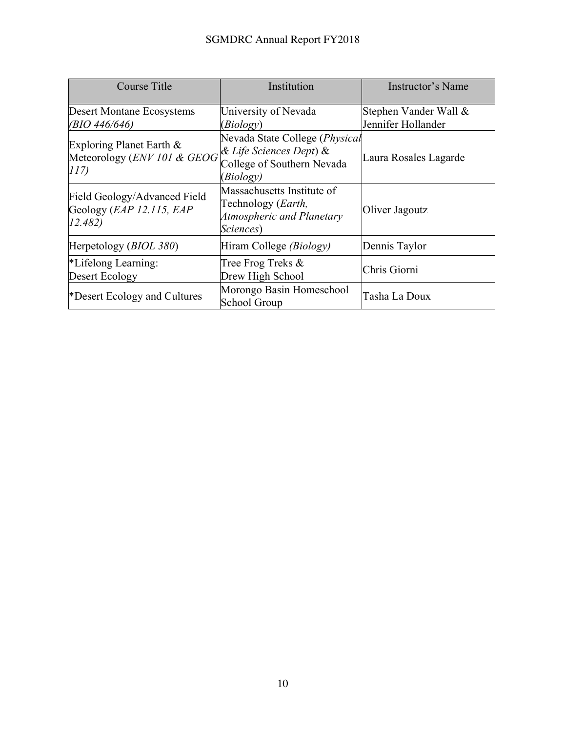| Course Title | Institution | Instructor's Name |
|---|---|---|
| Desert Montane Ecosystems *(BIO 446/646)* | University of Nevada (*Biology*) | Stephen Vander Wall & Jennifer Hollander |
| Exploring Planet Earth & Meteorology (*ENV 101 & GEOG 117)* | Nevada State College (*Physical & Life Sciences Dept*) & College of Southern Nevada (*Biology)* | Laura Rosales Lagarde |
| Field Geology/Advanced Field Geology (*EAP 12.115, EAP 12.482)* | Massachusetts Institute of Technology (*Earth, Atmospheric and Planetary Sciences*) | Oliver Jagoutz |
| Herpetology (*BIOL 380*) | Hiram College *(Biology)* | Dennis Taylor |
| *Lifelong Learning: Desert Ecology | Tree Frog Treks & Drew High School | Chris Giorni |
| *Desert Ecology and Cultures | Morongo Basin Homeschool School Group | Tasha La Doux |